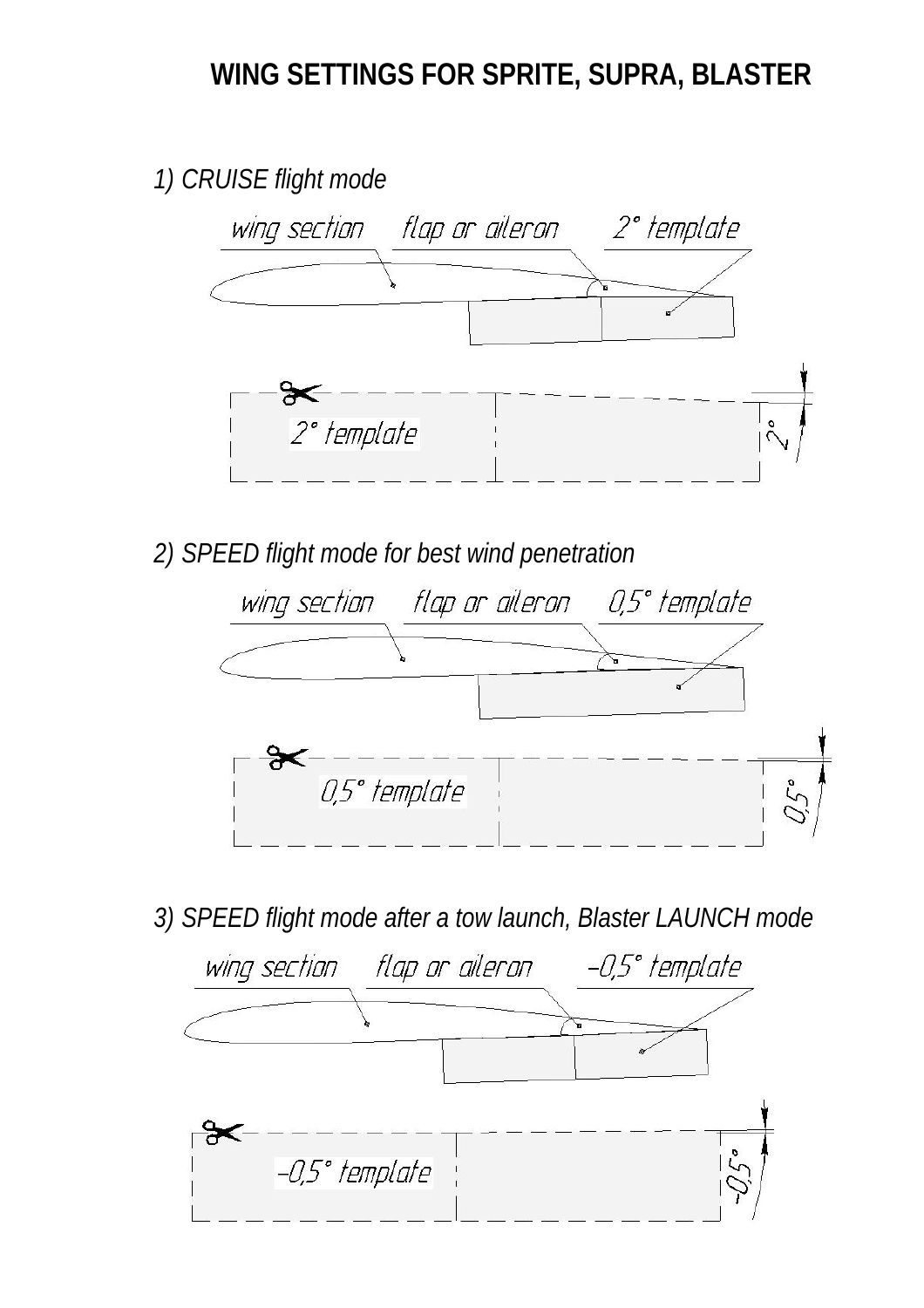# WING SETTINGS FOR SPRITE, SUPRA, BLASTER

*1) CRUISE flight mode*

wing section flap or aileron 2° template

2° template

2°

*2) SPEED flight mode for best wind penetration*

wing section flap or aileron 0,5° template

0,5° template

0,5°

*3) SPEED flight mode after a tow launch, Blaster LAUNCH mode*

wing section flap or aileron –0,5° template

–0,5° template

–0,5°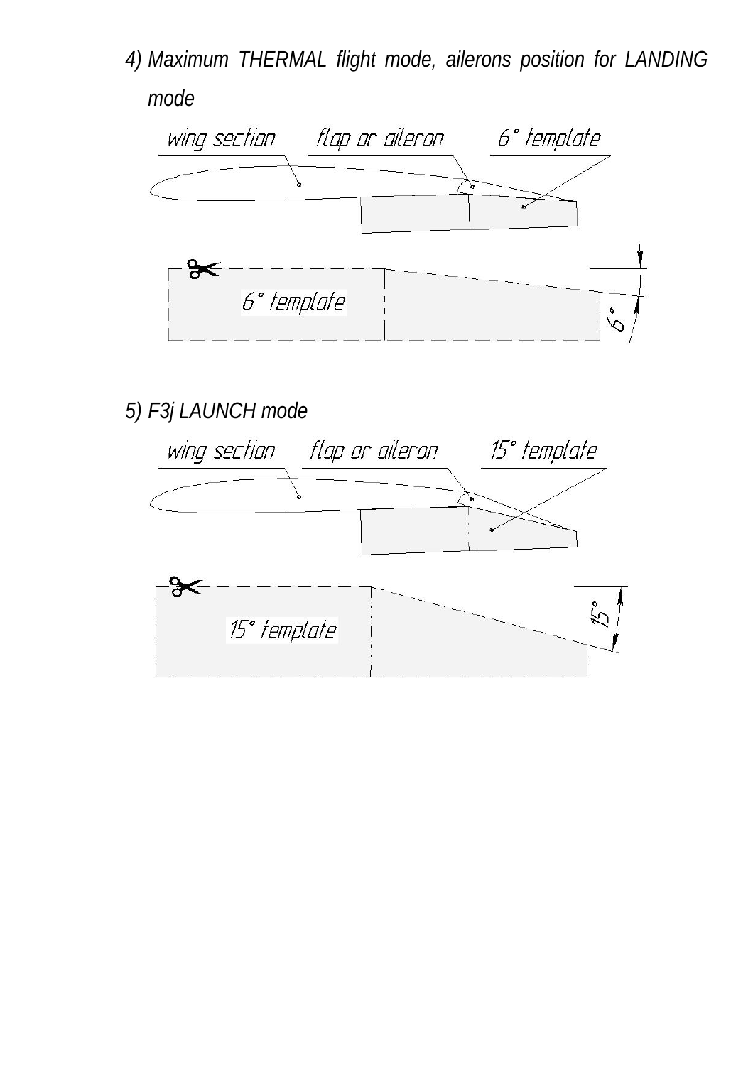*4) Maximum THERMAL flight mode, ailerons position for LANDING mode*

wing section

flap or aileron

6° template

6° template

6°

*5) F3j LAUNCH mode*

wing section

flap or aileron

15° template

15° template

15°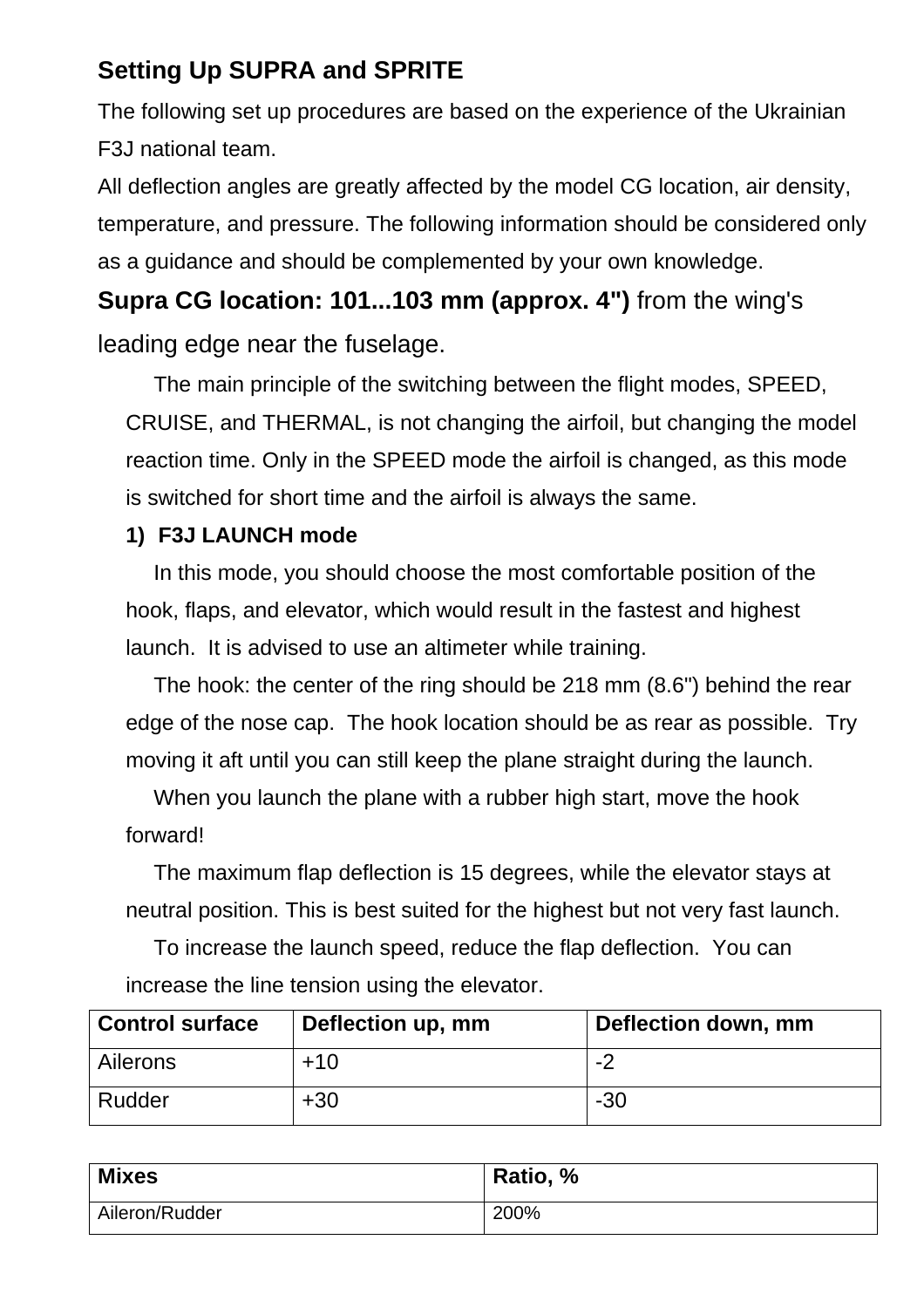## Setting Up SUPRA and SPRITE

The following set up procedures are based on the experience of the Ukrainian F3J national team.

All deflection angles are greatly affected by the model CG location, air density, temperature, and pressure. The following information should be considered only as a guidance and should be complemented by your own knowledge.

**Supra CG location: 101...103 mm (approx. 4")** from the wing's leading edge near the fuselage.

The main principle of the switching between the flight modes, SPEED, CRUISE, and THERMAL, is not changing the airfoil, but changing the model reaction time. Only in the SPEED mode the airfoil is changed, as this mode is switched for short time and the airfoil is always the same.

### 1) F3J LAUNCH mode

In this mode, you should choose the most comfortable position of the hook, flaps, and elevator, which would result in the fastest and highest launch. It is advised to use an altimeter while training.

The hook: the center of the ring should be 218 mm (8.6") behind the rear edge of the nose cap. The hook location should be as rear as possible. Try moving it aft until you can still keep the plane straight during the launch.

When you launch the plane with a rubber high start, move the hook forward!

The maximum flap deflection is 15 degrees, while the elevator stays at neutral position. This is best suited for the highest but not very fast launch.

To increase the launch speed, reduce the flap deflection. You can increase the line tension using the elevator.

| Control surface | Deflection up, mm | Deflection down, mm |
|---|---|---|
| Ailerons | +10 | -2 |
| Rudder | +30 | -30 |

| Mixes | Ratio, % |
|---|---|
| Aileron/Rudder | 200% |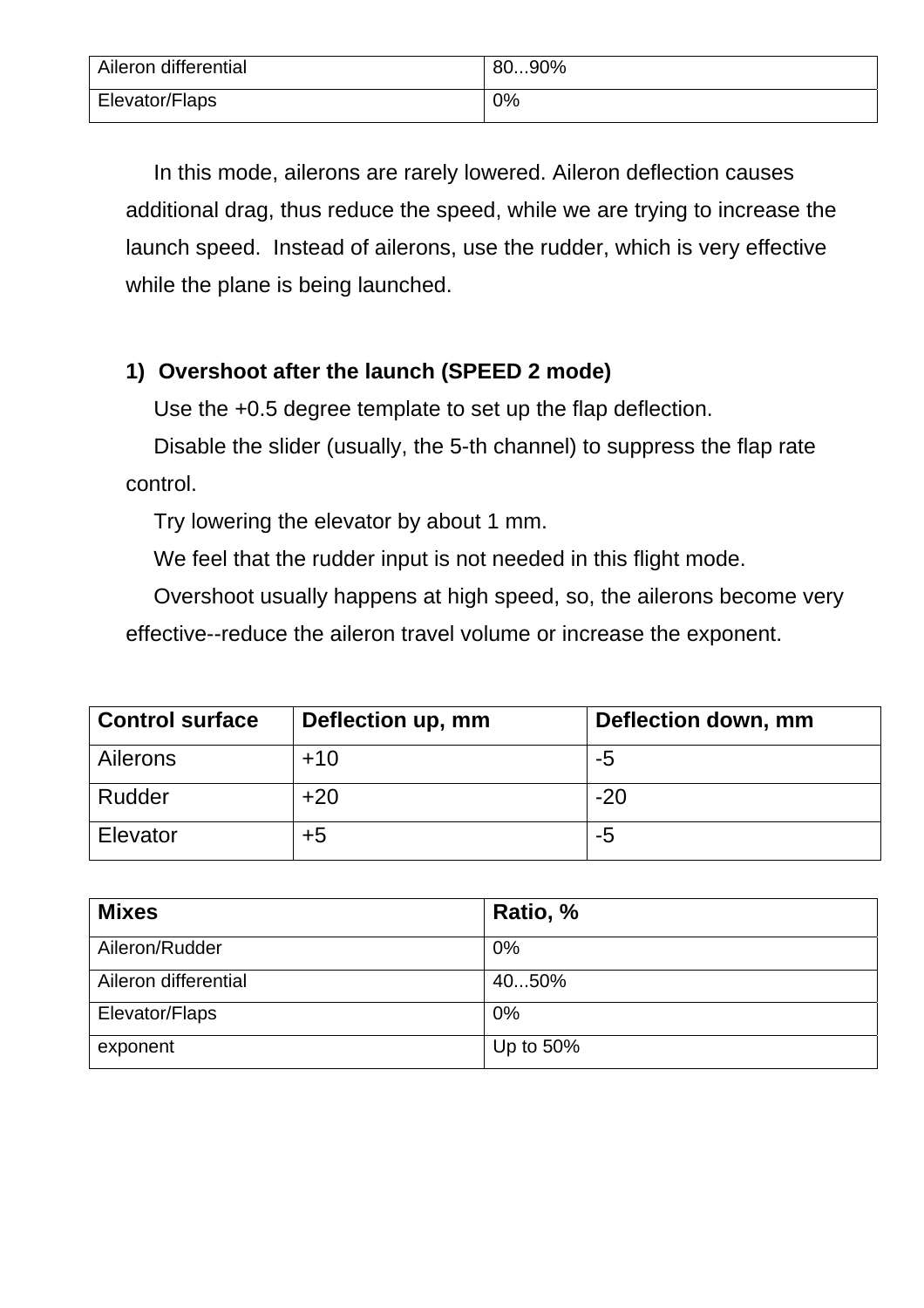| Aileron differential | 80...90% |
|---|---|
| Elevator/Flaps | 0% |

In this mode, ailerons are rarely lowered. Aileron deflection causes additional drag, thus reduce the speed, while we are trying to increase the launch speed.  Instead of ailerons, use the rudder, which is very effective while the plane is being launched.

**1)  Overshoot after the launch (SPEED 2 mode)**

Use the +0.5 degree template to set up the flap deflection.

Disable the slider (usually, the 5-th channel) to suppress the flap rate control.

Try lowering the elevator by about 1 mm.

We feel that the rudder input is not needed in this flight mode.

Overshoot usually happens at high speed, so, the ailerons become very effective--reduce the aileron travel volume or increase the exponent.

| Control surface | Deflection up, mm | Deflection down, mm |
|---|---|---|
| Ailerons | +10 | -5 |
| Rudder | +20 | -20 |
| Elevator | +5 | -5 |

| Mixes | Ratio, % |
|---|---|
| Aileron/Rudder | 0% |
| Aileron differential | 40...50% |
| Elevator/Flaps | 0% |
| exponent | Up to 50% |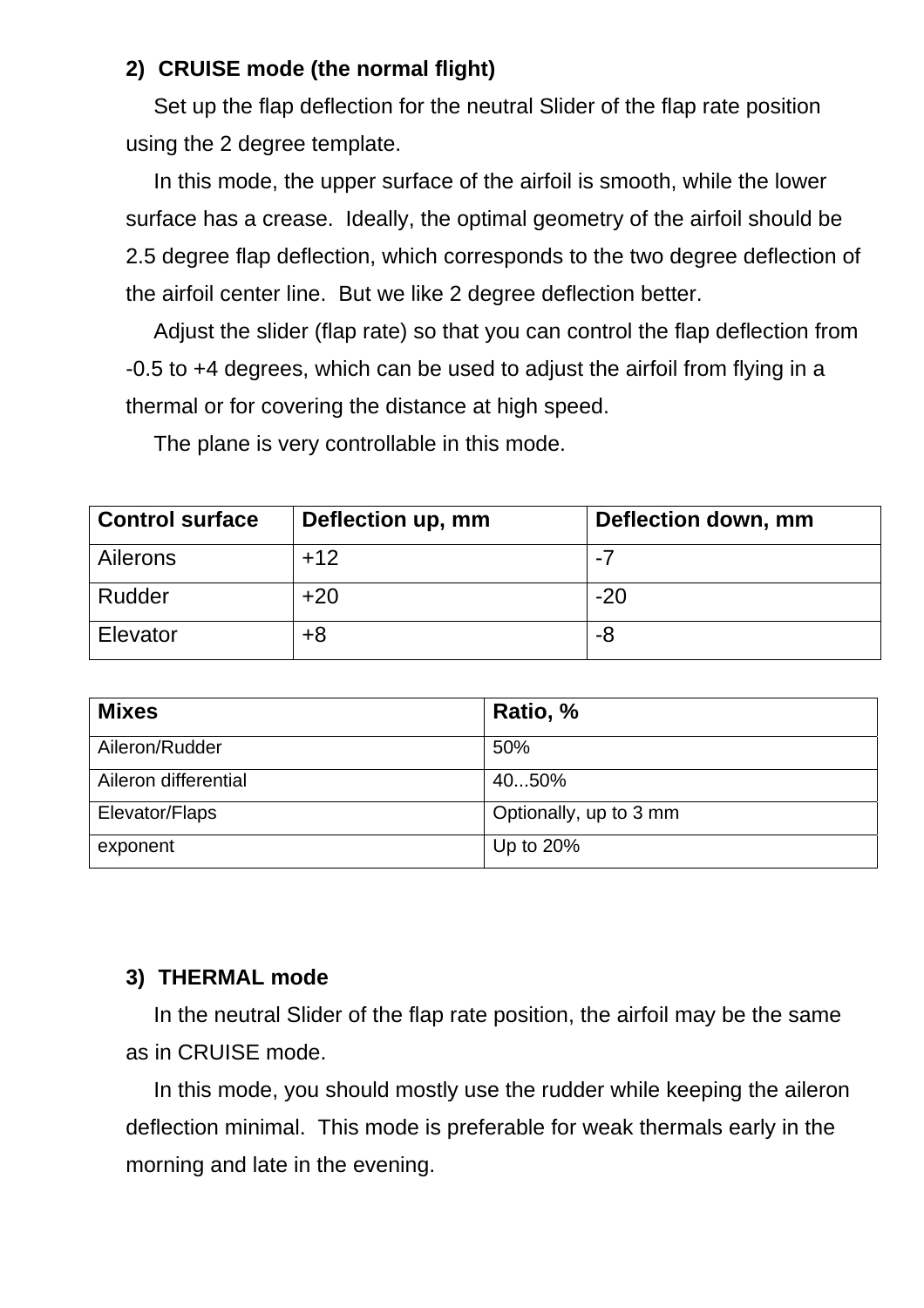## 2) CRUISE mode (the normal flight)

Set up the flap deflection for the neutral Slider of the flap rate position using the 2 degree template.

In this mode, the upper surface of the airfoil is smooth, while the lower surface has a crease. Ideally, the optimal geometry of the airfoil should be 2.5 degree flap deflection, which corresponds to the two degree deflection of the airfoil center line. But we like 2 degree deflection better.

Adjust the slider (flap rate) so that you can control the flap deflection from -0.5 to +4 degrees, which can be used to adjust the airfoil from flying in a thermal or for covering the distance at high speed.

The plane is very controllable in this mode.

| Control surface | Deflection up, mm | Deflection down, mm |
|---|---|---|
| Ailerons | +12 | -7 |
| Rudder | +20 | -20 |
| Elevator | +8 | -8 |

| Mixes | Ratio, % |
|---|---|
| Aileron/Rudder | 50% |
| Aileron differential | 40...50% |
| Elevator/Flaps | Optionally, up to 3 mm |
| exponent | Up to 20% |

## 3) THERMAL mode

In the neutral Slider of the flap rate position, the airfoil may be the same as in CRUISE mode.

In this mode, you should mostly use the rudder while keeping the aileron deflection minimal. This mode is preferable for weak thermals early in the morning and late in the evening.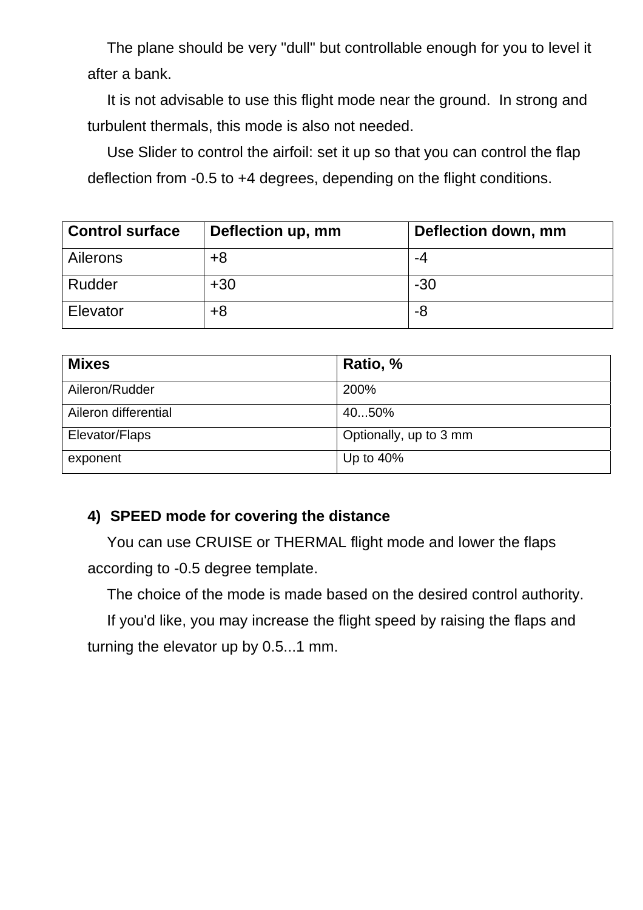The plane should be very "dull" but controllable enough for you to level it after a bank.

It is not advisable to use this flight mode near the ground. In strong and turbulent thermals, this mode is also not needed.

Use Slider to control the airfoil: set it up so that you can control the flap deflection from -0.5 to +4 degrees, depending on the flight conditions.

| Control surface | Deflection up, mm | Deflection down, mm |
|---|---|---|
| Ailerons | +8 | -4 |
| Rudder | +30 | -30 |
| Elevator | +8 | -8 |

| Mixes | Ratio, % |
|---|---|
| Aileron/Rudder | 200% |
| Aileron differential | 40...50% |
| Elevator/Flaps | Optionally, up to 3 mm |
| exponent | Up to 40% |

**4) SPEED mode for covering the distance**

You can use CRUISE or THERMAL flight mode and lower the flaps according to -0.5 degree template.

The choice of the mode is made based on the desired control authority.

If you'd like, you may increase the flight speed by raising the flaps and turning the elevator up by 0.5...1 mm.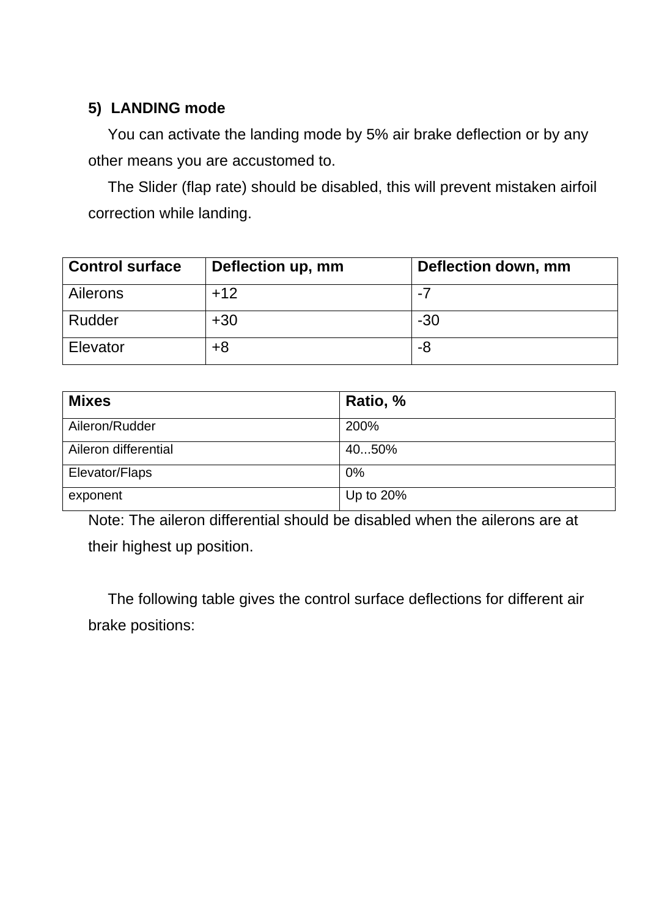### 5) LANDING mode

You can activate the landing mode by 5% air brake deflection or by any other means you are accustomed to.

The Slider (flap rate) should be disabled, this will prevent mistaken airfoil correction while landing.

| Control surface | Deflection up, mm | Deflection down, mm |
|---|---|---|
| Ailerons | +12 | -7 |
| Rudder | +30 | -30 |
| Elevator | +8 | -8 |

| Mixes | Ratio, % |
|---|---|
| Aileron/Rudder | 200% |
| Aileron differential | 40...50% |
| Elevator/Flaps | 0% |
| exponent | Up to 20% |

Note: The aileron differential should be disabled when the ailerons are at their highest up position.

The following table gives the control surface deflections for different air brake positions: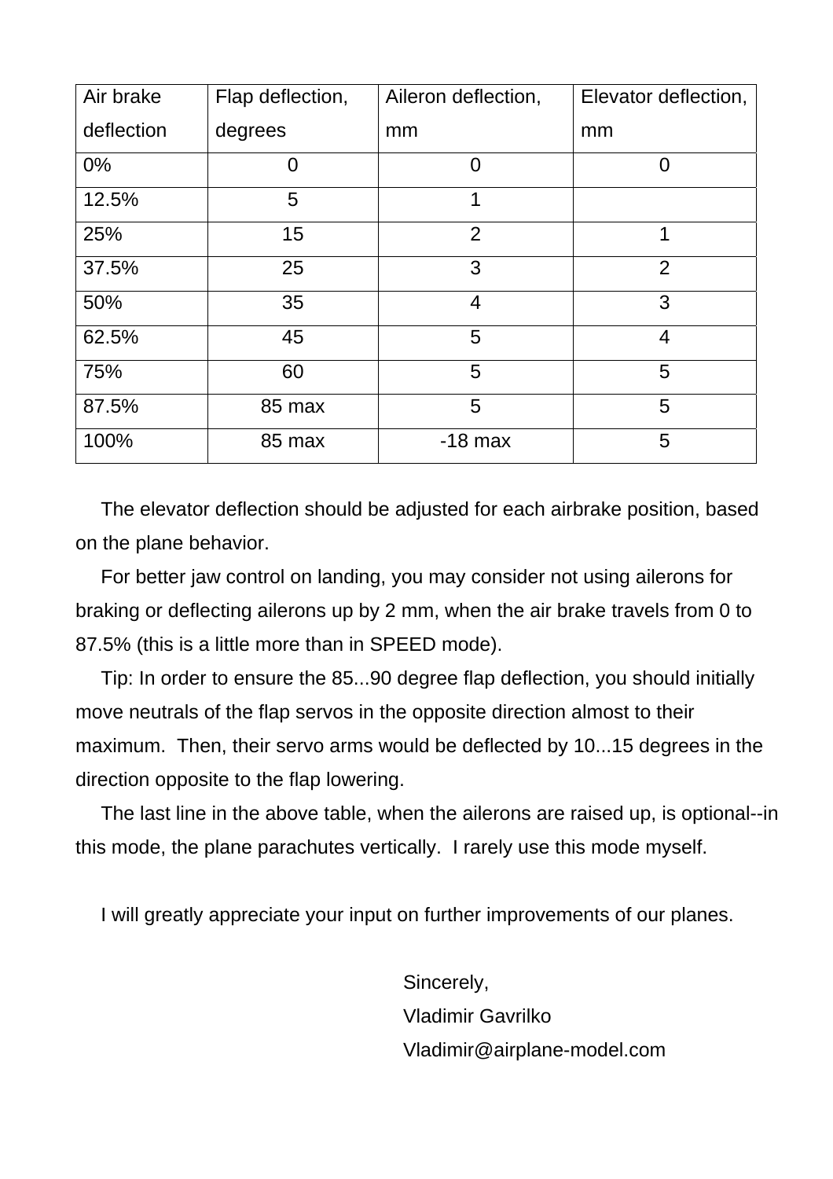| Air brake deflection | Flap deflection, degrees | Aileron deflection, mm | Elevator deflection, mm |
|---|---|---|---|
| 0% | 0 | 0 | 0 |
| 12.5% | 5 | 1 | |
| 25% | 15 | 2 | 1 |
| 37.5% | 25 | 3 | 2 |
| 50% | 35 | 4 | 3 |
| 62.5% | 45 | 5 | 4 |
| 75% | 60 | 5 | 5 |
| 87.5% | 85 max | 5 | 5 |
| 100% | 85 max | -18 max | 5 |

The elevator deflection should be adjusted for each airbrake position, based on the plane behavior.

For better jaw control on landing, you may consider not using ailerons for braking or deflecting ailerons up by 2 mm, when the air brake travels from 0 to 87.5% (this is a little more than in SPEED mode).

Tip: In order to ensure the 85...90 degree flap deflection, you should initially move neutrals of the flap servos in the opposite direction almost to their maximum. Then, their servo arms would be deflected by 10...15 degrees in the direction opposite to the flap lowering.

The last line in the above table, when the ailerons are raised up, is optional--in this mode, the plane parachutes vertically. I rarely use this mode myself.

I will greatly appreciate your input on further improvements of our planes.

Sincerely,
Vladimir Gavrilko
Vladimir@airplane-model.com